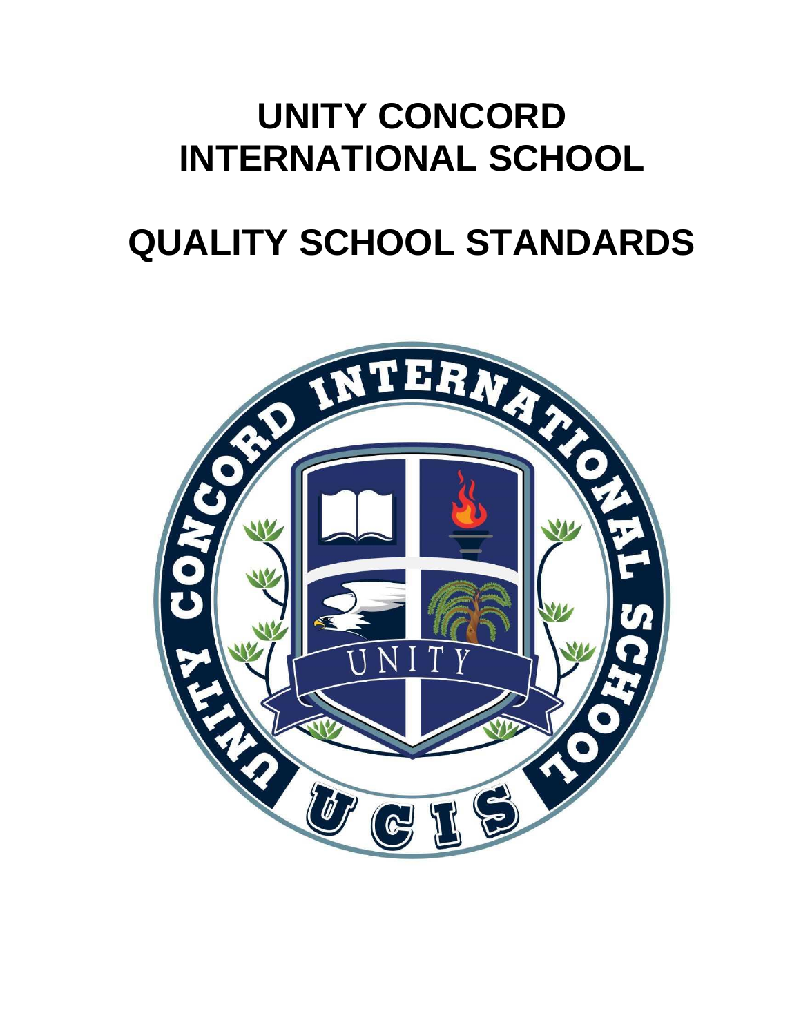# UNITY CONCORD INTERNATIONAL SCHOOL

# QUALITY SCHOOL STANDARDS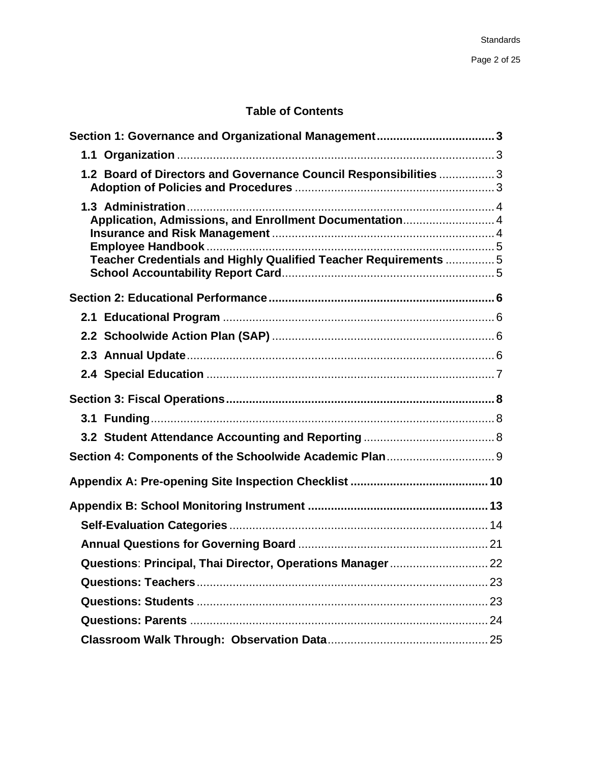## Table of Contents

**Section 1: Governance and Organizational Management** ..................................... **3**

- **1.1 Organization** ..................................................................................... 3
- **1.2 Board of Directors and Governance Council Responsibilities** ................. 3
  - **Adoption of Policies and Procedures** ............................................................ 3
- **1.3 Administration** .................................................................................... 4
  - **Application, Admissions, and Enrollment Documentation** ............................ 4
  - **Insurance and Risk Management** ................................................................... 4
  - **Employee Handbook** ....................................................................................... 5
  - **Teacher Credentials and Highly Qualified Teacher Requirements** ............... 5
  - **School Accountability Report Card** ................................................................. 5

**Section 2: Educational Performance** ........................................................................ **6**

- **2.1 Educational Program** ........................................................................... 6
- **2.2 Schoolwide Action Plan (SAP)** .............................................................. 6
- **2.3 Annual Update** ..................................................................................... 6
- **2.4 Special Education** ................................................................................ 7

**Section 3: Fiscal Operations** ..................................................................................... **8**

- **3.1 Funding** ............................................................................................... 8
- **3.2 Student Attendance Accounting and Reporting** ........................................ 8

**Section 4: Components of the Schoolwide Academic Plan** ....................................... 9

**Appendix A: Pre-opening Site Inspection Checklist** ................................................. **10**

**Appendix B: School Monitoring Instrument** ............................................................... **13**

- **Self-Evaluation Categories** ............................................................................... 14
- **Annual Questions for Governing Board** ............................................................ 21
- **Questions**: **Principal, Thai Director, Operations Manager** ................................. 22
- **Questions: Teachers** ......................................................................................... 23
- **Questions: Students** ......................................................................................... 23
- **Questions: Parents** ........................................................................................... 24
- **Classroom Walk Through: Observation Data** ..................................................... 25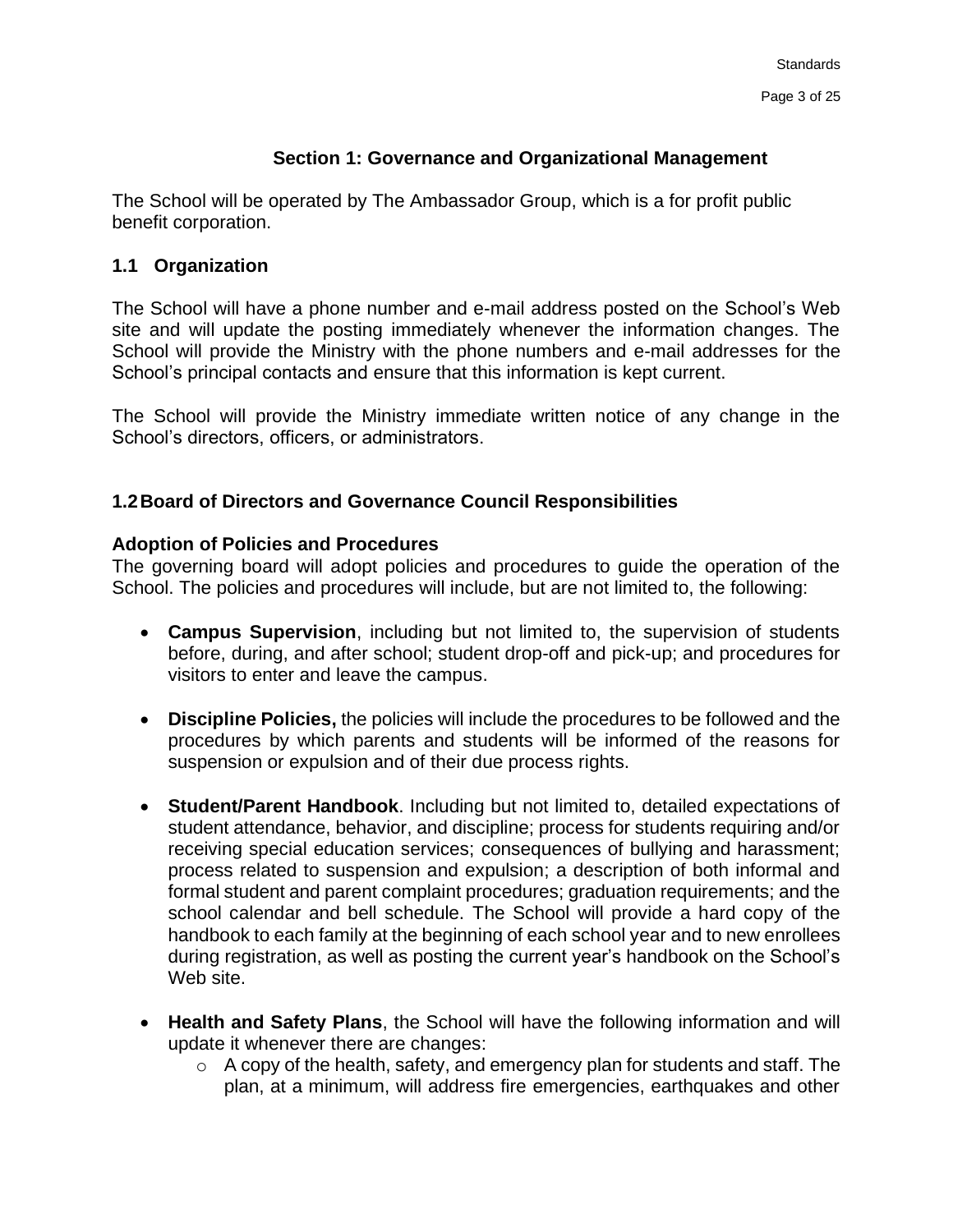## Section 1: Governance and Organizational Management

The School will be operated by The Ambassador Group, which is a for profit public benefit corporation.

### 1.1 Organization

The School will have a phone number and e-mail address posted on the School's Web site and will update the posting immediately whenever the information changes. The School will provide the Ministry with the phone numbers and e-mail addresses for the School's principal contacts and ensure that this information is kept current.

The School will provide the Ministry immediate written notice of any change in the School's directors, officers, or administrators.

### 1.2 Board of Directors and Governance Council Responsibilities

**Adoption of Policies and Procedures**

The governing board will adopt policies and procedures to guide the operation of the School. The policies and procedures will include, but are not limited to, the following:

- **Campus Supervision**, including but not limited to, the supervision of students before, during, and after school; student drop-off and pick-up; and procedures for visitors to enter and leave the campus.

- **Discipline Policies,** the policies will include the procedures to be followed and the procedures by which parents and students will be informed of the reasons for suspension or expulsion and of their due process rights.

- **Student/Parent Handbook**. Including but not limited to, detailed expectations of student attendance, behavior, and discipline; process for students requiring and/or receiving special education services; consequences of bullying and harassment; process related to suspension and expulsion; a description of both informal and formal student and parent complaint procedures; graduation requirements; and the school calendar and bell schedule. The School will provide a hard copy of the handbook to each family at the beginning of each school year and to new enrollees during registration, as well as posting the current year's handbook on the School's Web site.

- **Health and Safety Plans**, the School will have the following information and will update it whenever there are changes:
  - A copy of the health, safety, and emergency plan for students and staff. The plan, at a minimum, will address fire emergencies, earthquakes and other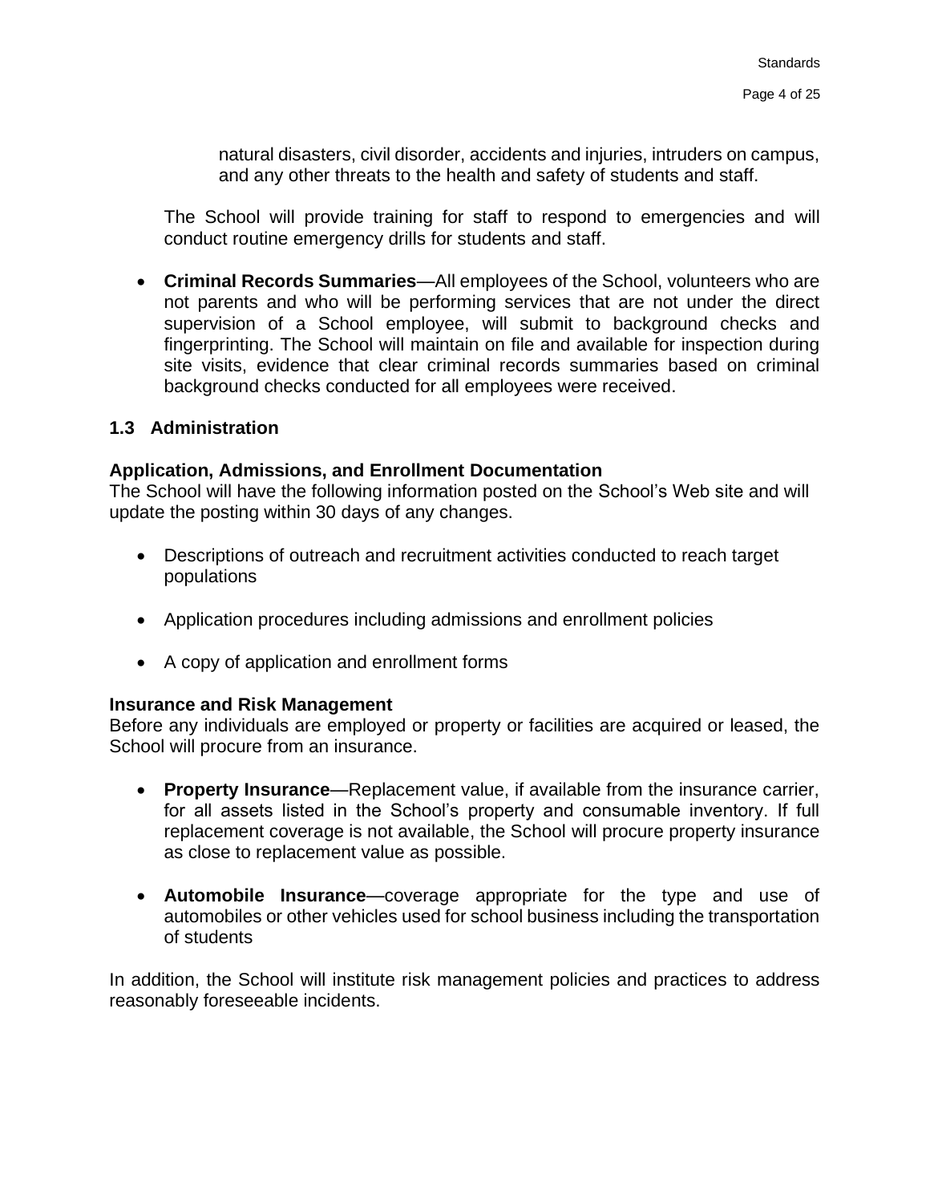natural disasters, civil disorder, accidents and injuries, intruders on campus, and any other threats to the health and safety of students and staff.

The School will provide training for staff to respond to emergencies and will conduct routine emergency drills for students and staff.

- **Criminal Records Summaries**—All employees of the School, volunteers who are not parents and who will be performing services that are not under the direct supervision of a School employee, will submit to background checks and fingerprinting. The School will maintain on file and available for inspection during site visits, evidence that clear criminal records summaries based on criminal background checks conducted for all employees were received.

### 1.3 Administration

**Application, Admissions, and Enrollment Documentation**
The School will have the following information posted on the School's Web site and will update the posting within 30 days of any changes.

- Descriptions of outreach and recruitment activities conducted to reach target populations
- Application procedures including admissions and enrollment policies
- A copy of application and enrollment forms

**Insurance and Risk Management**
Before any individuals are employed or property or facilities are acquired or leased, the School will procure from an insurance.

- **Property Insurance**—Replacement value, if available from the insurance carrier, for all assets listed in the School's property and consumable inventory. If full replacement coverage is not available, the School will procure property insurance as close to replacement value as possible.
- **Automobile Insurance**—coverage appropriate for the type and use of automobiles or other vehicles used for school business including the transportation of students

In addition, the School will institute risk management policies and practices to address reasonably foreseeable incidents.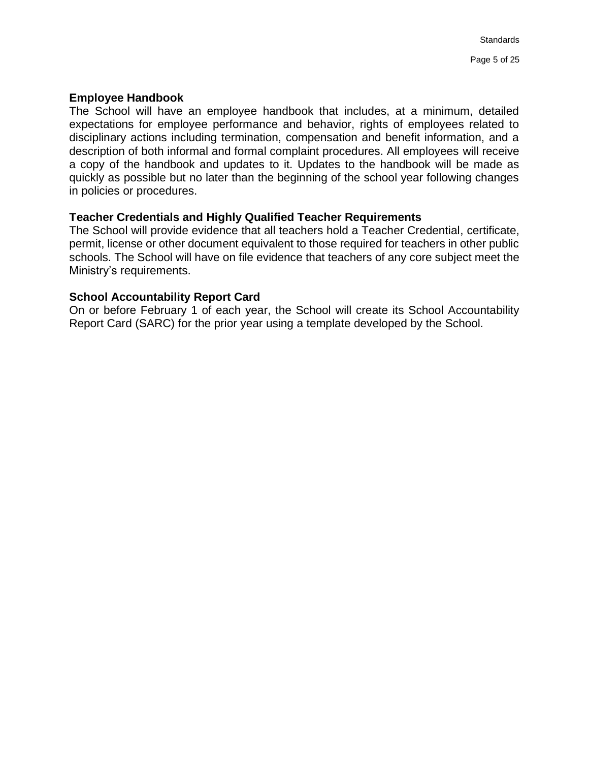### Employee Handbook

The School will have an employee handbook that includes, at a minimum, detailed expectations for employee performance and behavior, rights of employees related to disciplinary actions including termination, compensation and benefit information, and a description of both informal and formal complaint procedures. All employees will receive a copy of the handbook and updates to it. Updates to the handbook will be made as quickly as possible but no later than the beginning of the school year following changes in policies or procedures.

### Teacher Credentials and Highly Qualified Teacher Requirements

The School will provide evidence that all teachers hold a Teacher Credential, certificate, permit, license or other document equivalent to those required for teachers in other public schools. The School will have on file evidence that teachers of any core subject meet the Ministry's requirements.

### School Accountability Report Card

On or before February 1 of each year, the School will create its School Accountability Report Card (SARC) for the prior year using a template developed by the School.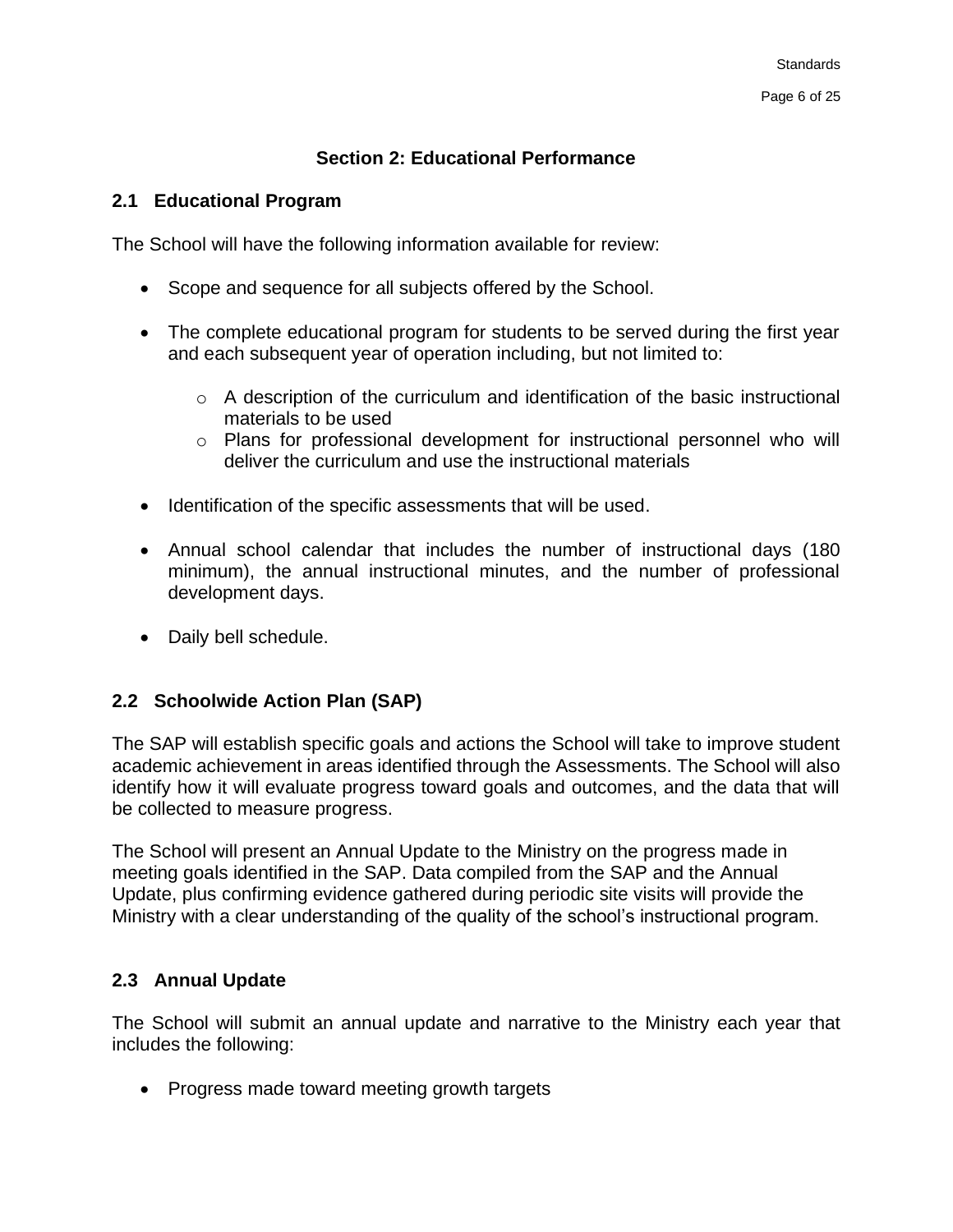## Section 2: Educational Performance

### 2.1 Educational Program

The School will have the following information available for review:

- Scope and sequence for all subjects offered by the School.

- The complete educational program for students to be served during the first year and each subsequent year of operation including, but not limited to:

    - A description of the curriculum and identification of the basic instructional materials to be used
    - Plans for professional development for instructional personnel who will deliver the curriculum and use the instructional materials

- Identification of the specific assessments that will be used.

- Annual school calendar that includes the number of instructional days (180 minimum), the annual instructional minutes, and the number of professional development days.

- Daily bell schedule.

### 2.2 Schoolwide Action Plan (SAP)

The SAP will establish specific goals and actions the School will take to improve student academic achievement in areas identified through the Assessments. The School will also identify how it will evaluate progress toward goals and outcomes, and the data that will be collected to measure progress.

The School will present an Annual Update to the Ministry on the progress made in meeting goals identified in the SAP. Data compiled from the SAP and the Annual Update, plus confirming evidence gathered during periodic site visits will provide the Ministry with a clear understanding of the quality of the school's instructional program.

### 2.3 Annual Update

The School will submit an annual update and narrative to the Ministry each year that includes the following:

- Progress made toward meeting growth targets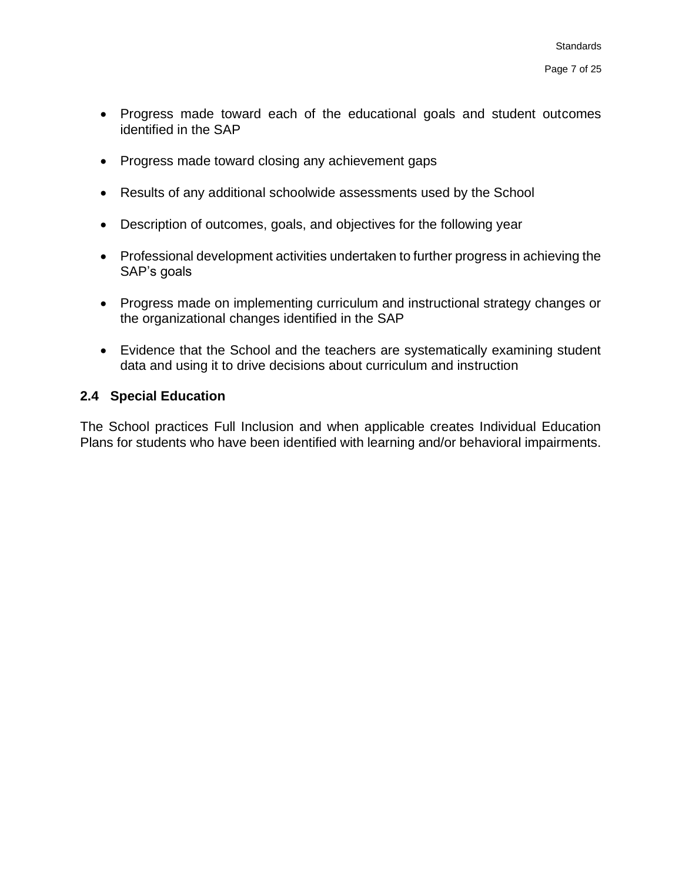- Progress made toward each of the educational goals and student outcomes identified in the SAP

- Progress made toward closing any achievement gaps

- Results of any additional schoolwide assessments used by the School

- Description of outcomes, goals, and objectives for the following year

- Professional development activities undertaken to further progress in achieving the SAP's goals

- Progress made on implementing curriculum and instructional strategy changes or the organizational changes identified in the SAP

- Evidence that the School and the teachers are systematically examining student data and using it to drive decisions about curriculum and instruction

### 2.4 Special Education

The School practices Full Inclusion and when applicable creates Individual Education Plans for students who have been identified with learning and/or behavioral impairments.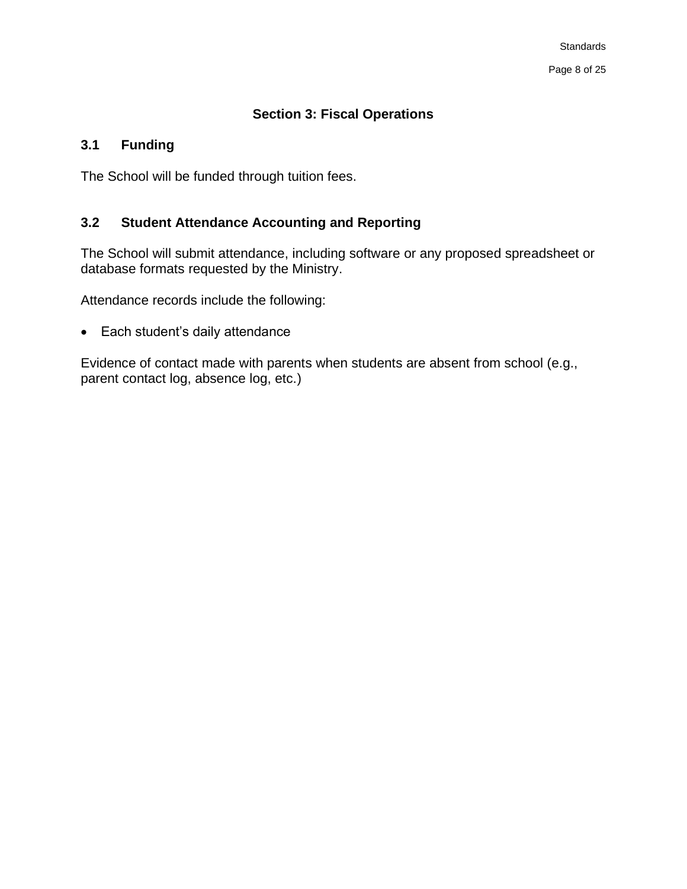## Section 3: Fiscal Operations

### 3.1 Funding

The School will be funded through tuition fees.

### 3.2 Student Attendance Accounting and Reporting

The School will submit attendance, including software or any proposed spreadsheet or database formats requested by the Ministry.

Attendance records include the following:

- Each student's daily attendance

Evidence of contact made with parents when students are absent from school (e.g., parent contact log, absence log, etc.)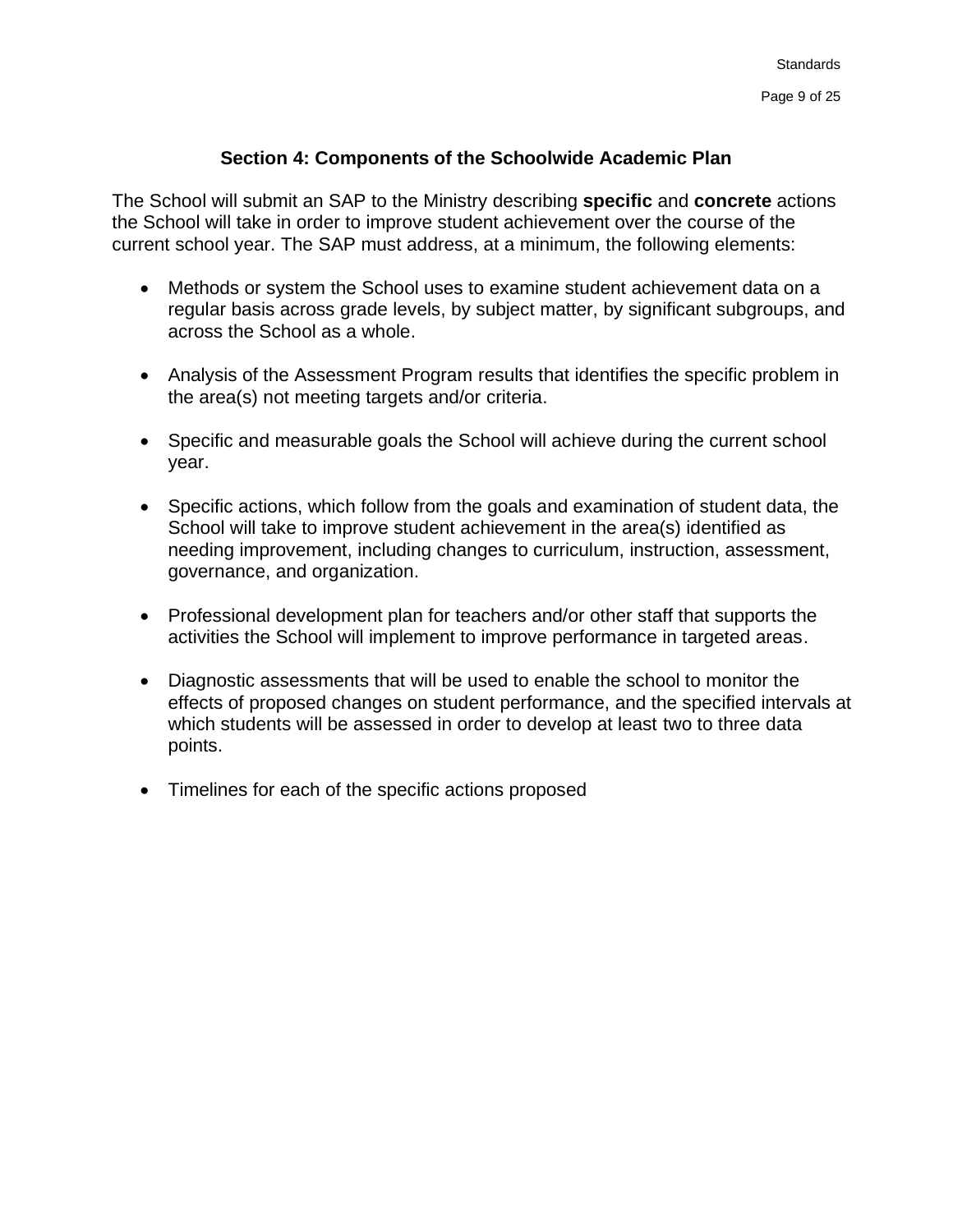## Section 4: Components of the Schoolwide Academic Plan

The School will submit an SAP to the Ministry describing **specific** and **concrete** actions the School will take in order to improve student achievement over the course of the current school year. The SAP must address, at a minimum, the following elements:

- Methods or system the School uses to examine student achievement data on a regular basis across grade levels, by subject matter, by significant subgroups, and across the School as a whole.

- Analysis of the Assessment Program results that identifies the specific problem in the area(s) not meeting targets and/or criteria.

- Specific and measurable goals the School will achieve during the current school year.

- Specific actions, which follow from the goals and examination of student data, the School will take to improve student achievement in the area(s) identified as needing improvement, including changes to curriculum, instruction, assessment, governance, and organization.

- Professional development plan for teachers and/or other staff that supports the activities the School will implement to improve performance in targeted areas.

- Diagnostic assessments that will be used to enable the school to monitor the effects of proposed changes on student performance, and the specified intervals at which students will be assessed in order to develop at least two to three data points.

- Timelines for each of the specific actions proposed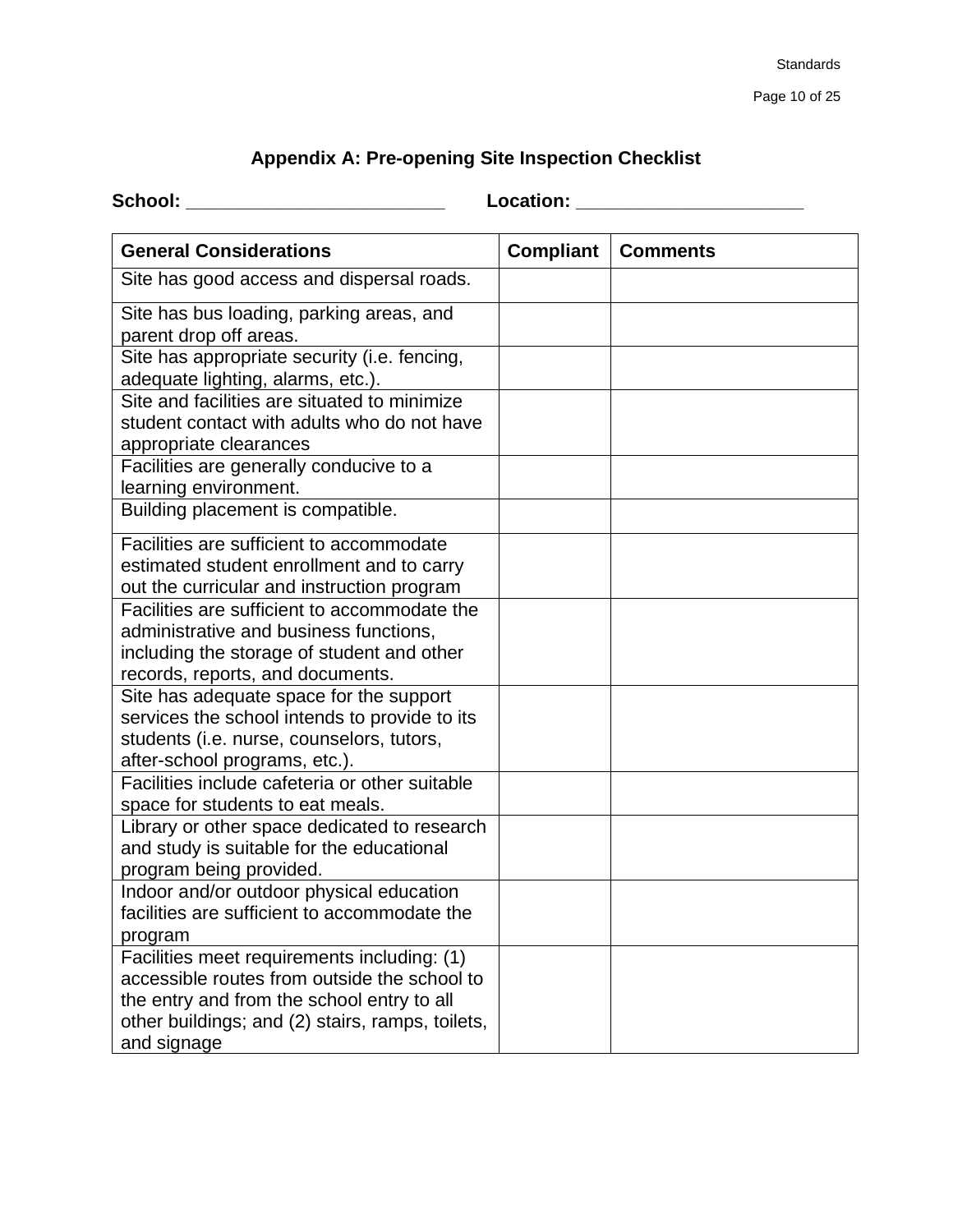## Appendix A: Pre-opening Site Inspection Checklist

**School: ________________________ Location: _____________________**

| General Considerations | Compliant | Comments |
| --- | --- | --- |
| Site has good access and dispersal roads. | | |
| Site has bus loading, parking areas, and parent drop off areas. | | |
| Site has appropriate security (i.e. fencing, adequate lighting, alarms, etc.). | | |
| Site and facilities are situated to minimize student contact with adults who do not have appropriate clearances | | |
| Facilities are generally conducive to a learning environment. | | |
| Building placement is compatible. | | |
| Facilities are sufficient to accommodate estimated student enrollment and to carry out the curricular and instruction program | | |
| Facilities are sufficient to accommodate the administrative and business functions, including the storage of student and other records, reports, and documents. | | |
| Site has adequate space for the support services the school intends to provide to its students (i.e. nurse, counselors, tutors, after-school programs, etc.). | | |
| Facilities include cafeteria or other suitable space for students to eat meals. | | |
| Library or other space dedicated to research and study is suitable for the educational program being provided. | | |
| Indoor and/or outdoor physical education facilities are sufficient to accommodate the program | | |
| Facilities meet requirements including: (1) accessible routes from outside the school to the entry and from the school entry to all other buildings; and (2) stairs, ramps, toilets, and signage | | |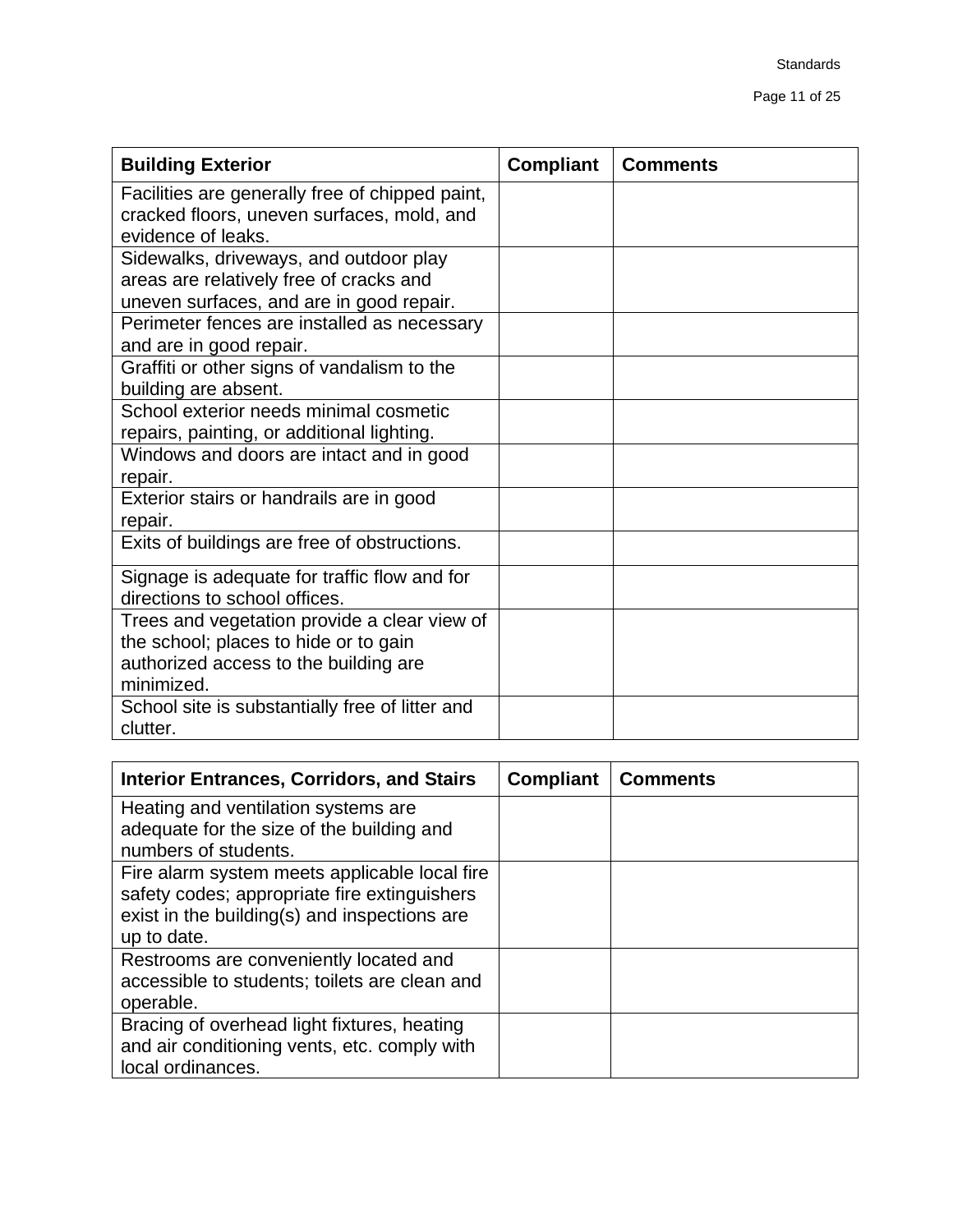| Building Exterior | Compliant | Comments |
|---|---|---|
| Facilities are generally free of chipped paint, cracked floors, uneven surfaces, mold, and evidence of leaks. | | |
| Sidewalks, driveways, and outdoor play areas are relatively free of cracks and uneven surfaces, and are in good repair. | | |
| Perimeter fences are installed as necessary and are in good repair. | | |
| Graffiti or other signs of vandalism to the building are absent. | | |
| School exterior needs minimal cosmetic repairs, painting, or additional lighting. | | |
| Windows and doors are intact and in good repair. | | |
| Exterior stairs or handrails are in good repair. | | |
| Exits of buildings are free of obstructions. | | |
| Signage is adequate for traffic flow and for directions to school offices. | | |
| Trees and vegetation provide a clear view of the school; places to hide or to gain authorized access to the building are minimized. | | |
| School site is substantially free of litter and clutter. | | |

| Interior Entrances, Corridors, and Stairs | Compliant | Comments |
|---|---|---|
| Heating and ventilation systems are adequate for the size of the building and numbers of students. | | |
| Fire alarm system meets applicable local fire safety codes; appropriate fire extinguishers exist in the building(s) and inspections are up to date. | | |
| Restrooms are conveniently located and accessible to students; toilets are clean and operable. | | |
| Bracing of overhead light fixtures, heating and air conditioning vents, etc. comply with local ordinances. | | |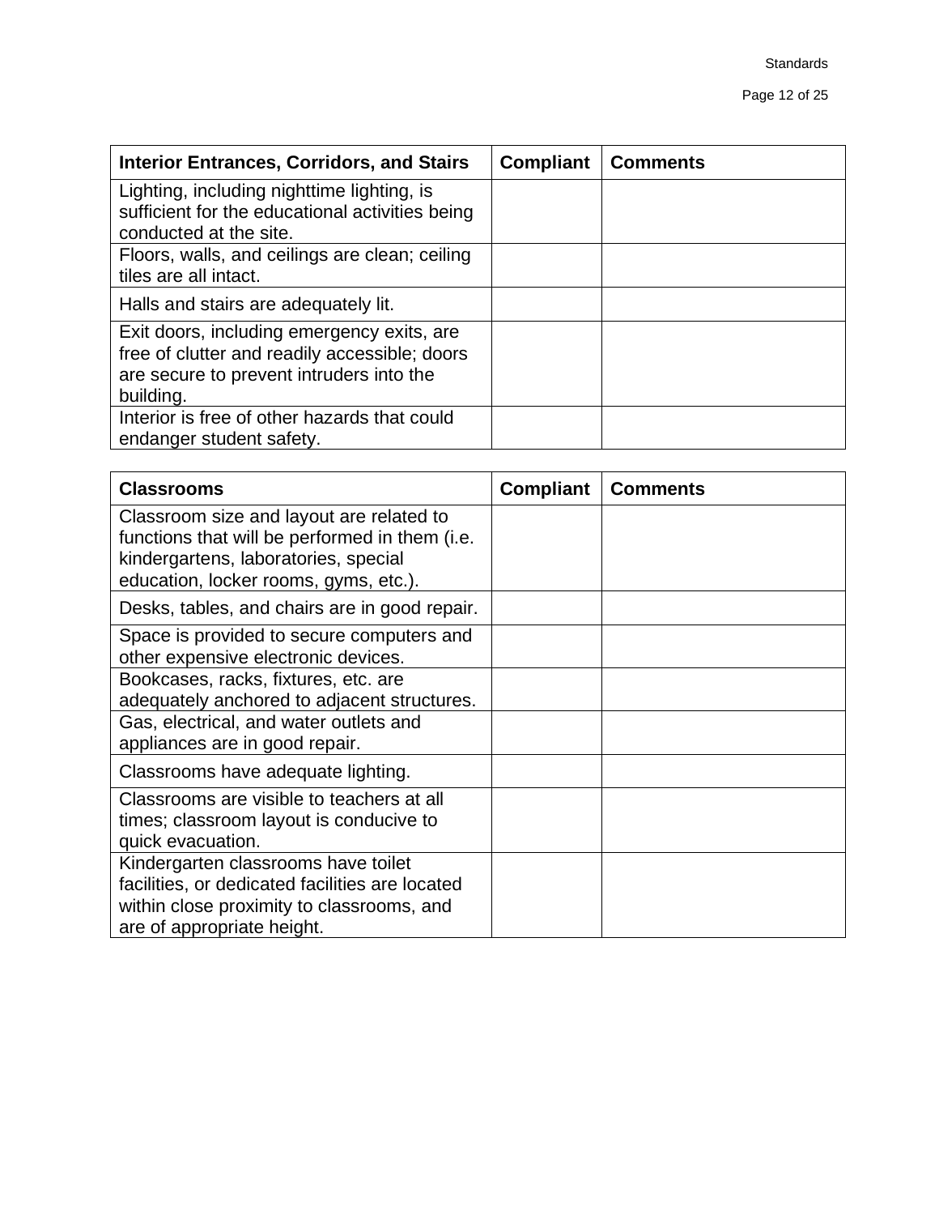| Interior Entrances, Corridors, and Stairs | Compliant | Comments |
|---|---|---|
| Lighting, including nighttime lighting, is sufficient for the educational activities being conducted at the site. | | |
| Floors, walls, and ceilings are clean; ceiling tiles are all intact. | | |
| Halls and stairs are adequately lit. | | |
| Exit doors, including emergency exits, are free of clutter and readily accessible; doors are secure to prevent intruders into the building. | | |
| Interior is free of other hazards that could endanger student safety. | | |

| Classrooms | Compliant | Comments |
|---|---|---|
| Classroom size and layout are related to functions that will be performed in them (i.e. kindergartens, laboratories, special education, locker rooms, gyms, etc.). | | |
| Desks, tables, and chairs are in good repair. | | |
| Space is provided to secure computers and other expensive electronic devices. | | |
| Bookcases, racks, fixtures, etc. are adequately anchored to adjacent structures. | | |
| Gas, electrical, and water outlets and appliances are in good repair. | | |
| Classrooms have adequate lighting. | | |
| Classrooms are visible to teachers at all times; classroom layout is conducive to quick evacuation. | | |
| Kindergarten classrooms have toilet facilities, or dedicated facilities are located within close proximity to classrooms, and are of appropriate height. | | |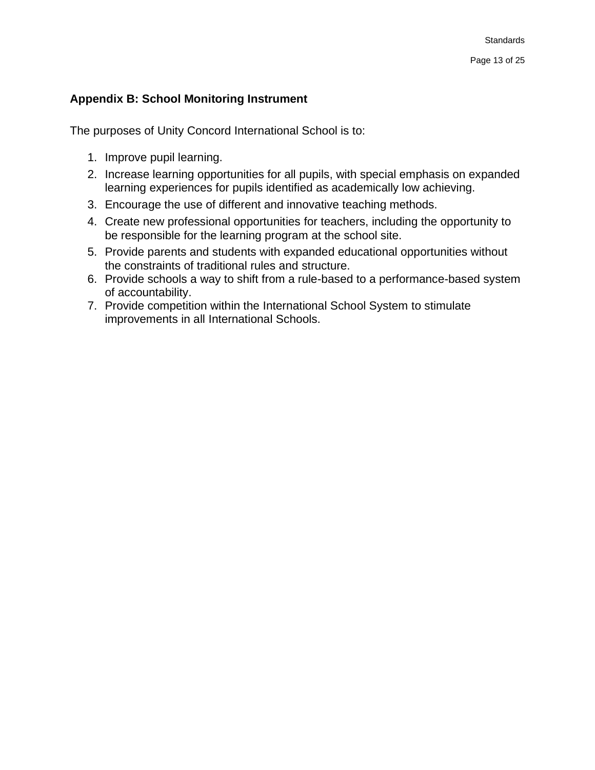## Appendix B: School Monitoring Instrument

The purposes of Unity Concord International School is to:

1. Improve pupil learning.
2. Increase learning opportunities for all pupils, with special emphasis on expanded learning experiences for pupils identified as academically low achieving.
3. Encourage the use of different and innovative teaching methods.
4. Create new professional opportunities for teachers, including the opportunity to be responsible for the learning program at the school site.
5. Provide parents and students with expanded educational opportunities without the constraints of traditional rules and structure.
6. Provide schools a way to shift from a rule-based to a performance-based system of accountability.
7. Provide competition within the International School System to stimulate improvements in all International Schools.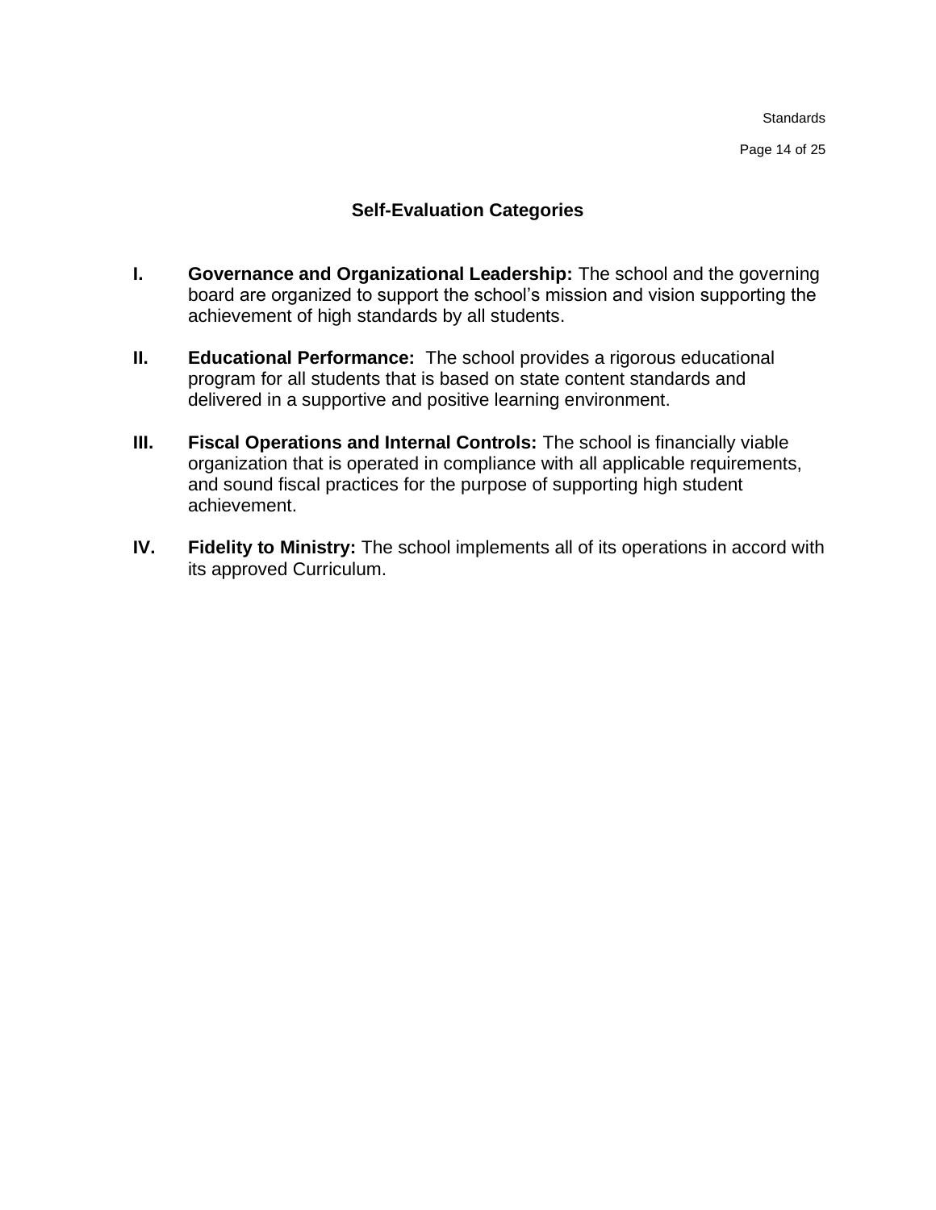## Self-Evaluation Categories

I. **Governance and Organizational Leadership:** The school and the governing board are organized to support the school's mission and vision supporting the achievement of high standards by all students.

II. **Educational Performance:** The school provides a rigorous educational program for all students that is based on state content standards and delivered in a supportive and positive learning environment.

III. **Fiscal Operations and Internal Controls:** The school is financially viable organization that is operated in compliance with all applicable requirements, and sound fiscal practices for the purpose of supporting high student achievement.

IV. **Fidelity to Ministry:** The school implements all of its operations in accord with its approved Curriculum.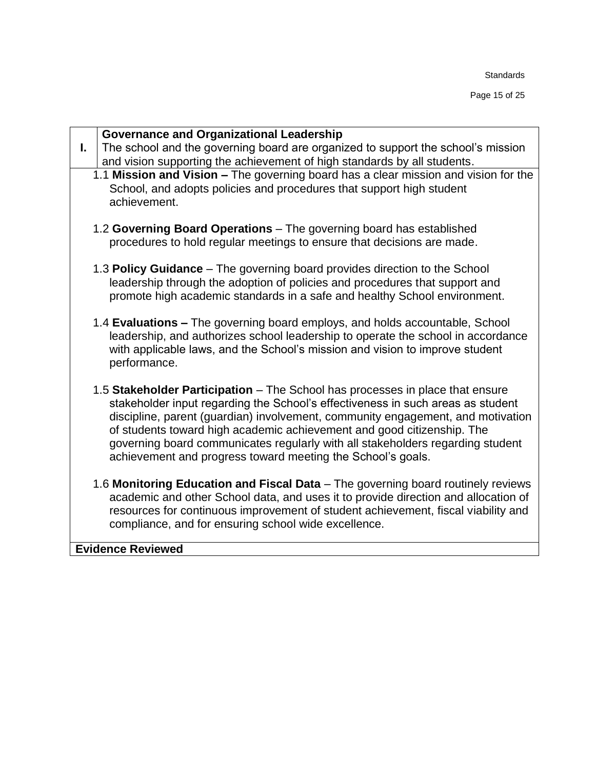| I. | **Governance and Organizational Leadership**<br>The school and the governing board are organized to support the school's mission and vision supporting the achievement of high standards by all students. |
|---|---|

1.1 **Mission and Vision –** The governing board has a clear mission and vision for the School, and adopts policies and procedures that support high student achievement.

1.2 **Governing Board Operations** – The governing board has established procedures to hold regular meetings to ensure that decisions are made.

1.3 **Policy Guidance** – The governing board provides direction to the School leadership through the adoption of policies and procedures that support and promote high academic standards in a safe and healthy School environment.

1.4 **Evaluations –** The governing board employs, and holds accountable, School leadership, and authorizes school leadership to operate the school in accordance with applicable laws, and the School's mission and vision to improve student performance.

1.5 **Stakeholder Participation** – The School has processes in place that ensure stakeholder input regarding the School's effectiveness in such areas as student discipline, parent (guardian) involvement, community engagement, and motivation of students toward high academic achievement and good citizenship. The governing board communicates regularly with all stakeholders regarding student achievement and progress toward meeting the School's goals.

1.6 **Monitoring Education and Fiscal Data** – The governing board routinely reviews academic and other School data, and uses it to provide direction and allocation of resources for continuous improvement of student achievement, fiscal viability and compliance, and for ensuring school wide excellence.

**Evidence Reviewed**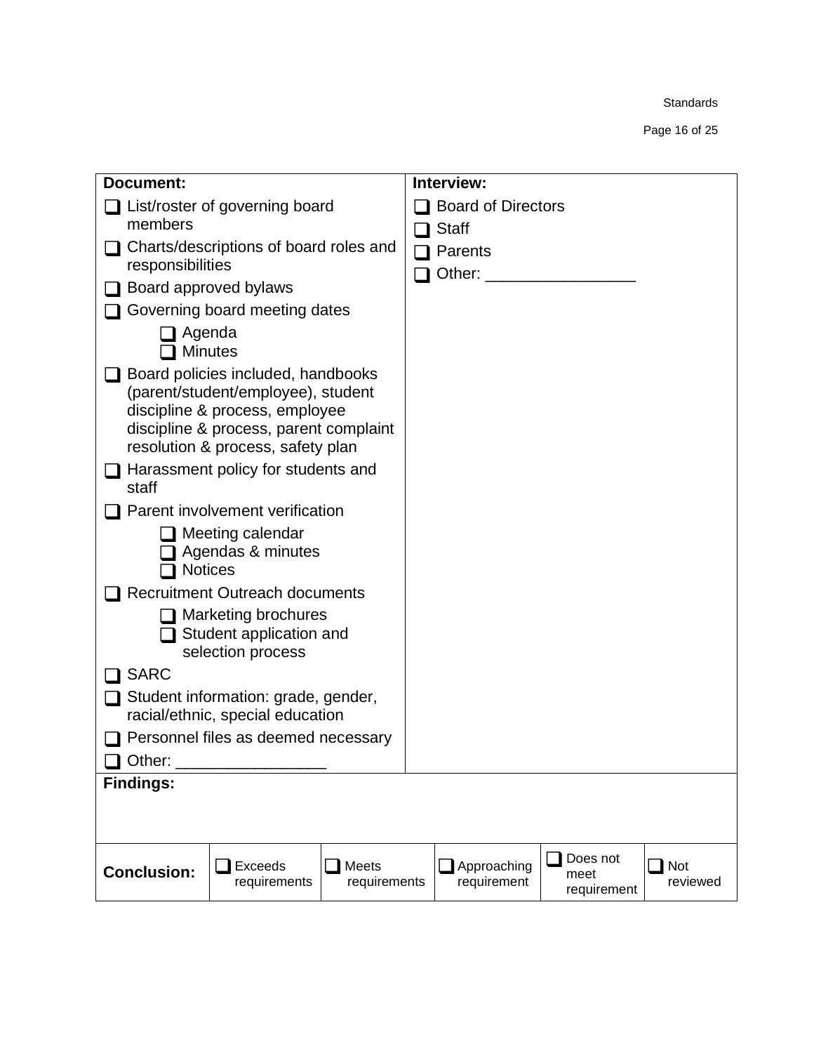| Document: | Interview: |
|---|---|
| ❑ List/roster of governing board members<br>❑ Charts/descriptions of board roles and responsibilities<br>❑ Board approved bylaws<br>❑ Governing board meeting dates<br>&nbsp;&nbsp;&nbsp;&nbsp;❑ Agenda<br>&nbsp;&nbsp;&nbsp;&nbsp;❑ Minutes<br>❑ Board policies included, handbooks (parent/student/employee), student discipline & process, employee discipline & process, parent complaint resolution & process, safety plan<br>❑ Harassment policy for students and staff<br>❑ Parent involvement verification<br>&nbsp;&nbsp;&nbsp;&nbsp;❑ Meeting calendar<br>&nbsp;&nbsp;&nbsp;&nbsp;❑ Agendas & minutes<br>&nbsp;&nbsp;&nbsp;&nbsp;❑ Notices<br>❑ Recruitment Outreach documents<br>&nbsp;&nbsp;&nbsp;&nbsp;❑ Marketing brochures<br>&nbsp;&nbsp;&nbsp;&nbsp;❑ Student application and selection process<br>❑ SARC<br>❑ Student information: grade, gender, racial/ethnic, special education<br>❑ Personnel files as deemed necessary<br>❑ Other: _________________ | ❑ Board of Directors<br>❑ Staff<br>❑ Parents<br>❑ Other: _________________ |

**Findings:**

| **Conclusion:** | ❑ Exceeds requirements | ❑ Meets requirements | ❑ Approaching requirement | ❑ Does not meet requirement | ❑ Not reviewed |
|---|---|---|---|---|---|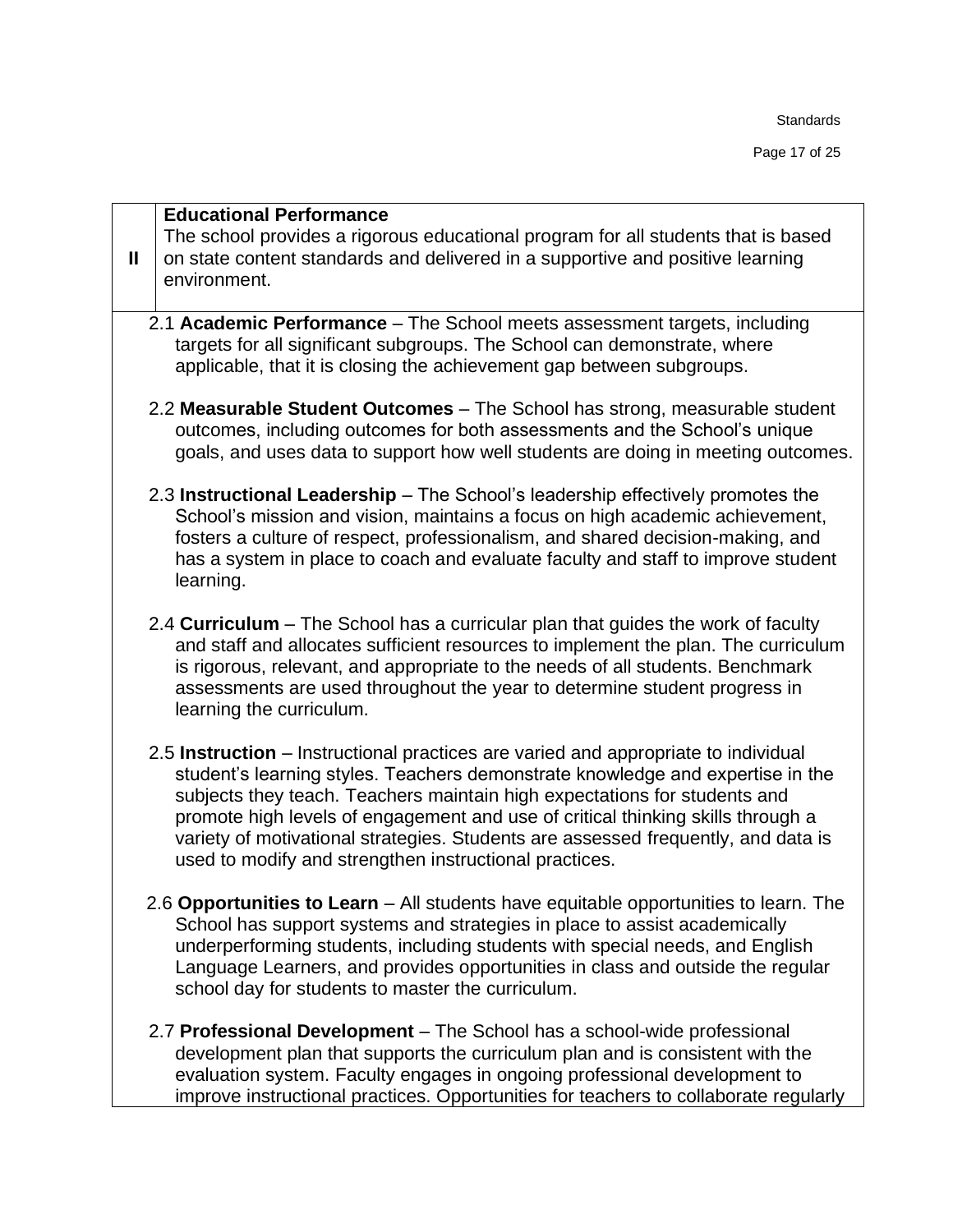## II Educational Performance

The school provides a rigorous educational program for all students that is based on state content standards and delivered in a supportive and positive learning environment.

2.1 **Academic Performance** – The School meets assessment targets, including targets for all significant subgroups. The School can demonstrate, where applicable, that it is closing the achievement gap between subgroups.

2.2 **Measurable Student Outcomes** – The School has strong, measurable student outcomes, including outcomes for both assessments and the School's unique goals, and uses data to support how well students are doing in meeting outcomes.

2.3 **Instructional Leadership** – The School's leadership effectively promotes the School's mission and vision, maintains a focus on high academic achievement, fosters a culture of respect, professionalism, and shared decision-making, and has a system in place to coach and evaluate faculty and staff to improve student learning.

2.4 **Curriculum** – The School has a curricular plan that guides the work of faculty and staff and allocates sufficient resources to implement the plan. The curriculum is rigorous, relevant, and appropriate to the needs of all students. Benchmark assessments are used throughout the year to determine student progress in learning the curriculum.

2.5 **Instruction** – Instructional practices are varied and appropriate to individual student's learning styles. Teachers demonstrate knowledge and expertise in the subjects they teach. Teachers maintain high expectations for students and promote high levels of engagement and use of critical thinking skills through a variety of motivational strategies. Students are assessed frequently, and data is used to modify and strengthen instructional practices.

2.6 **Opportunities to Learn** – All students have equitable opportunities to learn. The School has support systems and strategies in place to assist academically underperforming students, including students with special needs, and English Language Learners, and provides opportunities in class and outside the regular school day for students to master the curriculum.

2.7 **Professional Development** – The School has a school-wide professional development plan that supports the curriculum plan and is consistent with the evaluation system. Faculty engages in ongoing professional development to improve instructional practices. Opportunities for teachers to collaborate regularly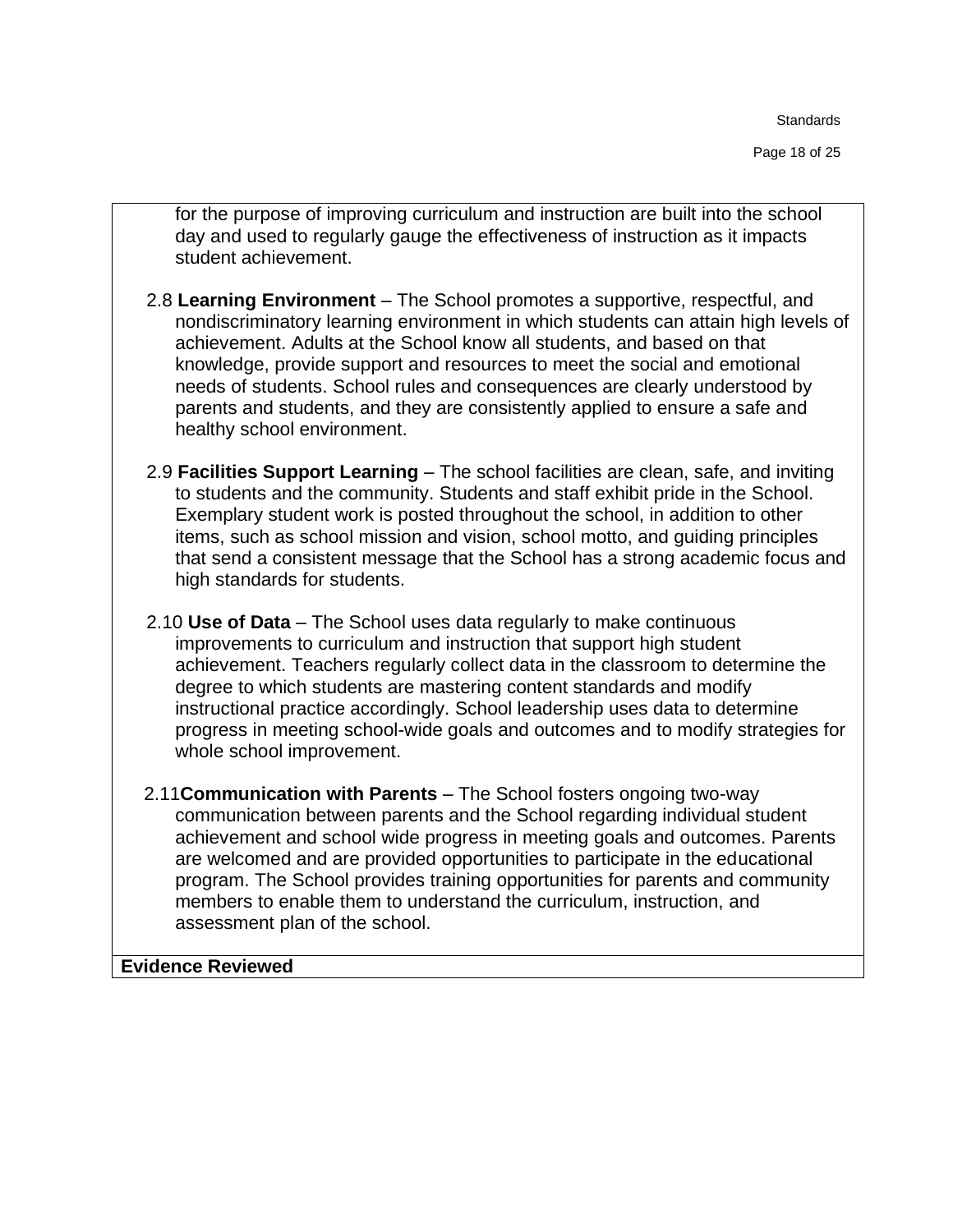for the purpose of improving curriculum and instruction are built into the school day and used to regularly gauge the effectiveness of instruction as it impacts student achievement.

2.8 **Learning Environment** – The School promotes a supportive, respectful, and nondiscriminatory learning environment in which students can attain high levels of achievement. Adults at the School know all students, and based on that knowledge, provide support and resources to meet the social and emotional needs of students. School rules and consequences are clearly understood by parents and students, and they are consistently applied to ensure a safe and healthy school environment.

2.9 **Facilities Support Learning** – The school facilities are clean, safe, and inviting to students and the community. Students and staff exhibit pride in the School. Exemplary student work is posted throughout the school, in addition to other items, such as school mission and vision, school motto, and guiding principles that send a consistent message that the School has a strong academic focus and high standards for students.

2.10 **Use of Data** – The School uses data regularly to make continuous improvements to curriculum and instruction that support high student achievement. Teachers regularly collect data in the classroom to determine the degree to which students are mastering content standards and modify instructional practice accordingly. School leadership uses data to determine progress in meeting school-wide goals and outcomes and to modify strategies for whole school improvement.

2.11**Communication with Parents** – The School fosters ongoing two-way communication between parents and the School regarding individual student achievement and school wide progress in meeting goals and outcomes. Parents are welcomed and are provided opportunities to participate in the educational program. The School provides training opportunities for parents and community members to enable them to understand the curriculum, instruction, and assessment plan of the school.

**Evidence Reviewed**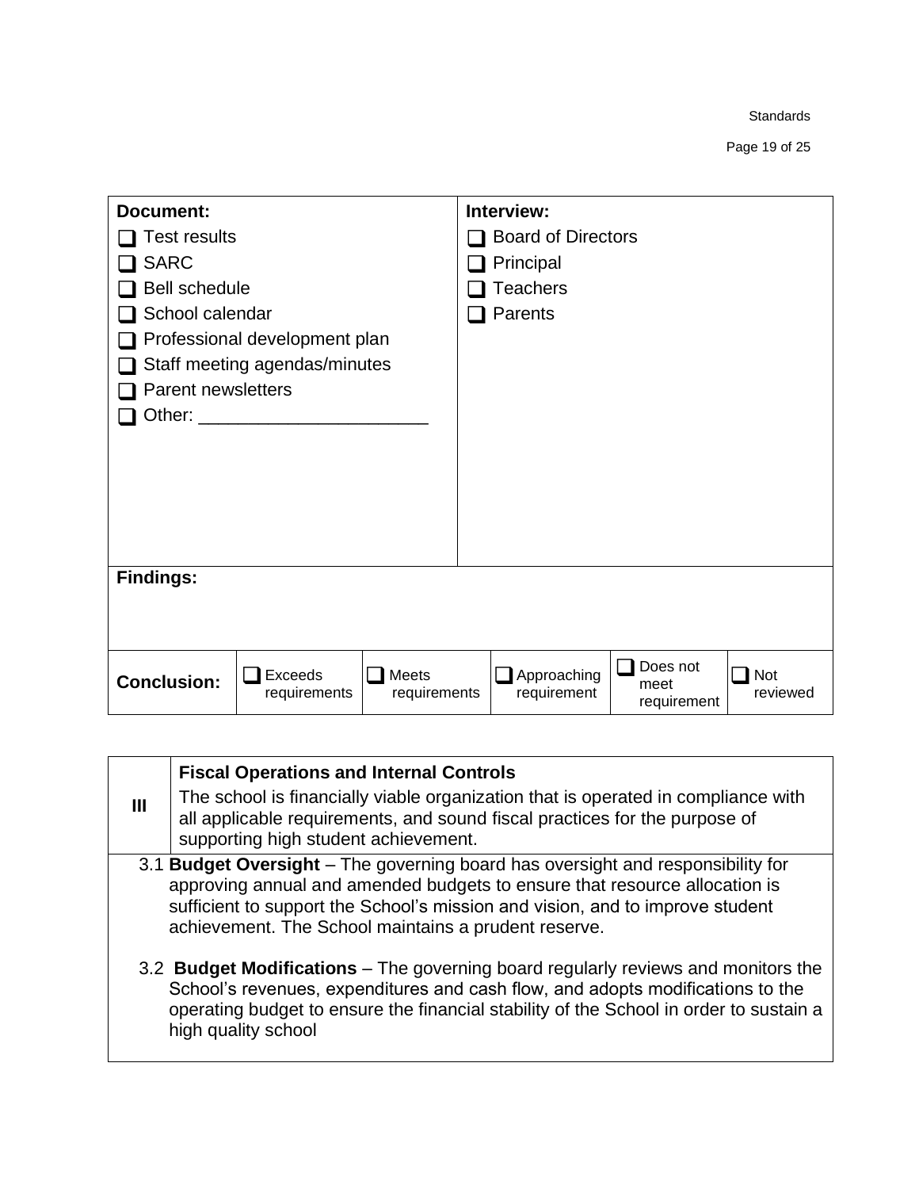| **Document:** | **Interview:** |
|---|---|
| ❑ Test results<br>❑ SARC<br>❑ Bell schedule<br>❑ School calendar<br>❑ Professional development plan<br>❑ Staff meeting agendas/minutes<br>❑ Parent newsletters<br>❑ Other: ______________________ | ❑ Board of Directors<br>❑ Principal<br>❑ Teachers<br>❑ Parents |

**Findings:**

| **Conclusion:** | ❑ Exceeds requirements | ❑ Meets requirements | ❑ Approaching requirement | ❑ Does not meet requirement | ❑ Not reviewed |
|---|---|---|---|---|---|

| III | **Fiscal Operations and Internal Controls**<br>The school is financially viable organization that is operated in compliance with all applicable requirements, and sound fiscal practices for the purpose of supporting high student achievement. |
|---|---|

3.1 **Budget Oversight** – The governing board has oversight and responsibility for approving annual and amended budgets to ensure that resource allocation is sufficient to support the School's mission and vision, and to improve student achievement. The School maintains a prudent reserve.

3.2 **Budget Modifications** – The governing board regularly reviews and monitors the School's revenues, expenditures and cash flow, and adopts modifications to the operating budget to ensure the financial stability of the School in order to sustain a high quality school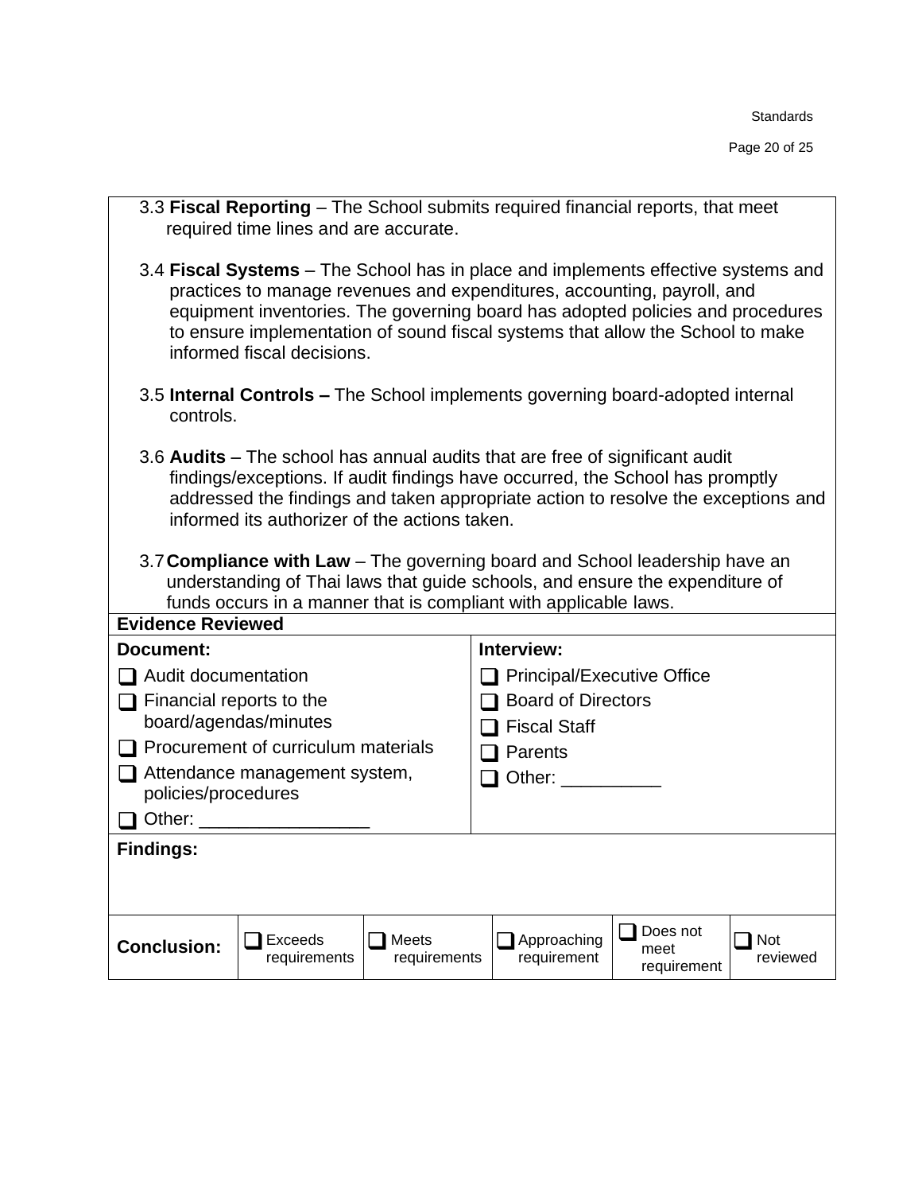3.3 **Fiscal Reporting** – The School submits required financial reports, that meet required time lines and are accurate.

3.4 **Fiscal Systems** – The School has in place and implements effective systems and practices to manage revenues and expenditures, accounting, payroll, and equipment inventories. The governing board has adopted policies and procedures to ensure implementation of sound fiscal systems that allow the School to make informed fiscal decisions.

3.5 **Internal Controls –** The School implements governing board-adopted internal controls.

3.6 **Audits** – The school has annual audits that are free of significant audit findings/exceptions. If audit findings have occurred, the School has promptly addressed the findings and taken appropriate action to resolve the exceptions and informed its authorizer of the actions taken.

3.7 **Compliance with Law** – The governing board and School leadership have an understanding of Thai laws that guide schools, and ensure the expenditure of funds occurs in a manner that is compliant with applicable laws.

**Evidence Reviewed**

| **Document:** | **Interview:** |
|---|---|
| ❑ Audit documentation | ❑ Principal/Executive Office |
| ❑ Financial reports to the board/agendas/minutes | ❑ Board of Directors |
| ❑ Procurement of curriculum materials | ❑ Fiscal Staff |
| ❑ Attendance management system, policies/procedures | ❑ Parents |
| ❑ Other: _________________ | ❑ Other: __________ |

**Findings:**

| **Conclusion:** | ❑ Exceeds requirements | ❑ Meets requirements | ❑ Approaching requirement | ❑ Does not meet requirement | ❑ Not reviewed |
|---|---|---|---|---|---|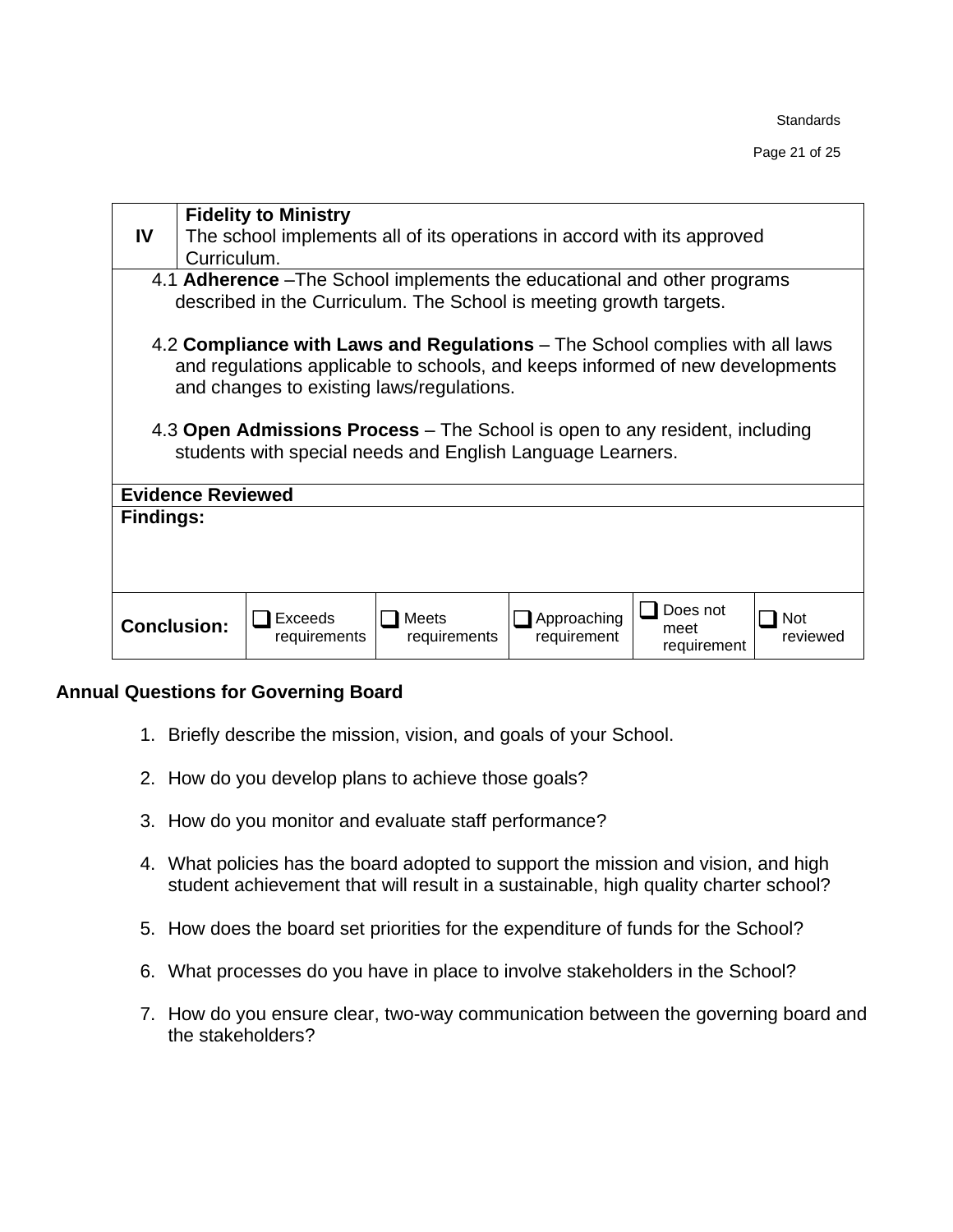| IV | **Fidelity to Ministry**<br>The school implements all of its operations in accord with its approved Curriculum. | | | | |
|---|---|---|---|---|---|
| 4.1 **Adherence** –The School implements the educational and other programs described in the Curriculum. The School is meeting growth targets.<br><br>4.2 **Compliance with Laws and Regulations** – The School complies with all laws and regulations applicable to schools, and keeps informed of new developments and changes to existing laws/regulations.<br><br>4.3 **Open Admissions Process** – The School is open to any resident, including students with special needs and English Language Learners. | | | | | |
| **Evidence Reviewed** | | | | | |
| **Findings:** | | | | | |
| **Conclusion:** | ❑ Exceeds requirements | ❑ Meets requirements | ❑ Approaching requirement | ❑ Does not meet requirement | ❑ Not reviewed |

**Annual Questions for Governing Board**

1. Briefly describe the mission, vision, and goals of your School.
2. How do you develop plans to achieve those goals?
3. How do you monitor and evaluate staff performance?
4. What policies has the board adopted to support the mission and vision, and high student achievement that will result in a sustainable, high quality charter school?
5. How does the board set priorities for the expenditure of funds for the School?
6. What processes do you have in place to involve stakeholders in the School?
7. How do you ensure clear, two-way communication between the governing board and the stakeholders?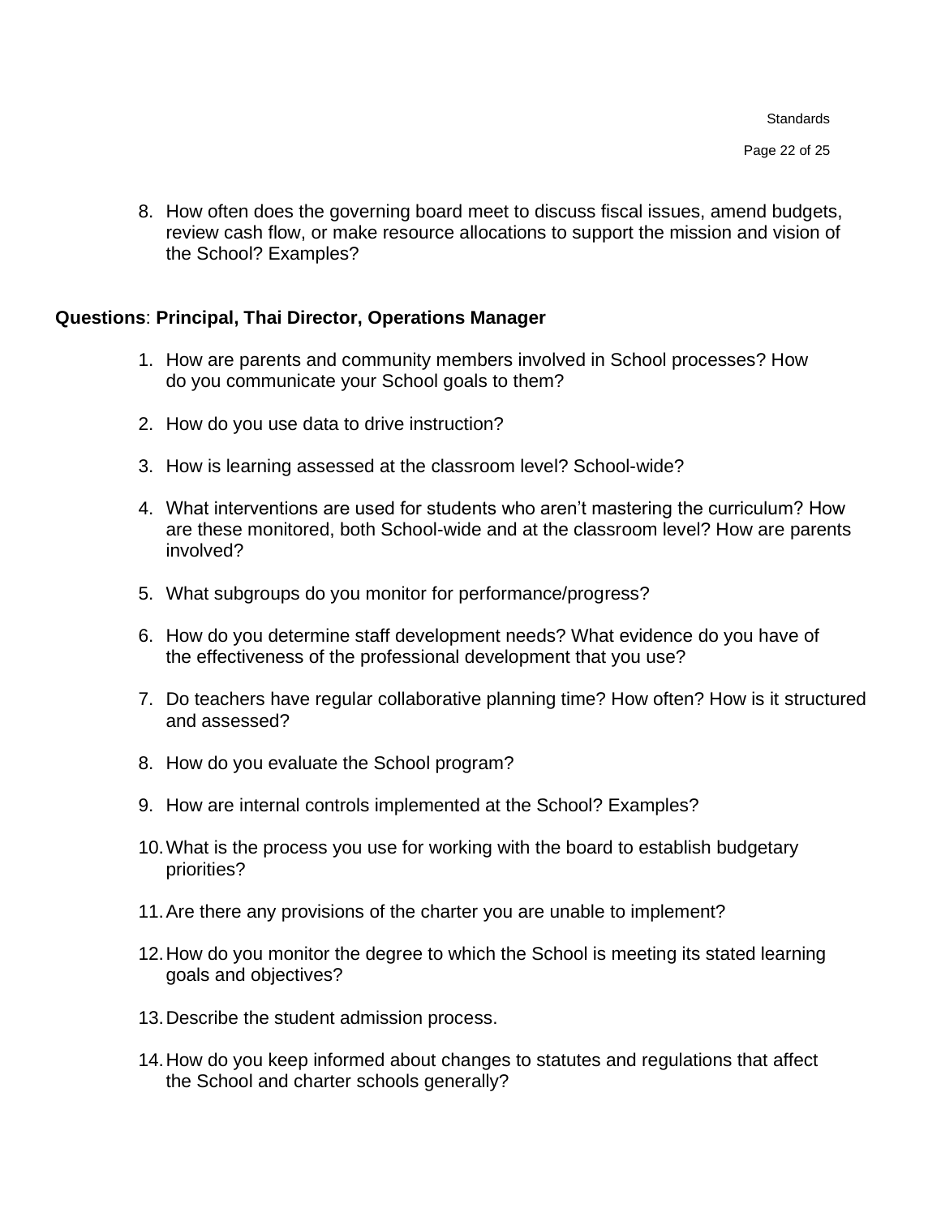8. How often does the governing board meet to discuss fiscal issues, amend budgets, review cash flow, or make resource allocations to support the mission and vision of the School? Examples?

**Questions**: **Principal, Thai Director, Operations Manager**

1. How are parents and community members involved in School processes? How do you communicate your School goals to them?
2. How do you use data to drive instruction?
3. How is learning assessed at the classroom level? School-wide?
4. What interventions are used for students who aren't mastering the curriculum? How are these monitored, both School-wide and at the classroom level? How are parents involved?
5. What subgroups do you monitor for performance/progress?
6. How do you determine staff development needs? What evidence do you have of the effectiveness of the professional development that you use?
7. Do teachers have regular collaborative planning time? How often? How is it structured and assessed?
8. How do you evaluate the School program?
9. How are internal controls implemented at the School? Examples?
10. What is the process you use for working with the board to establish budgetary priorities?
11. Are there any provisions of the charter you are unable to implement?
12. How do you monitor the degree to which the School is meeting its stated learning goals and objectives?
13. Describe the student admission process.
14. How do you keep informed about changes to statutes and regulations that affect the School and charter schools generally?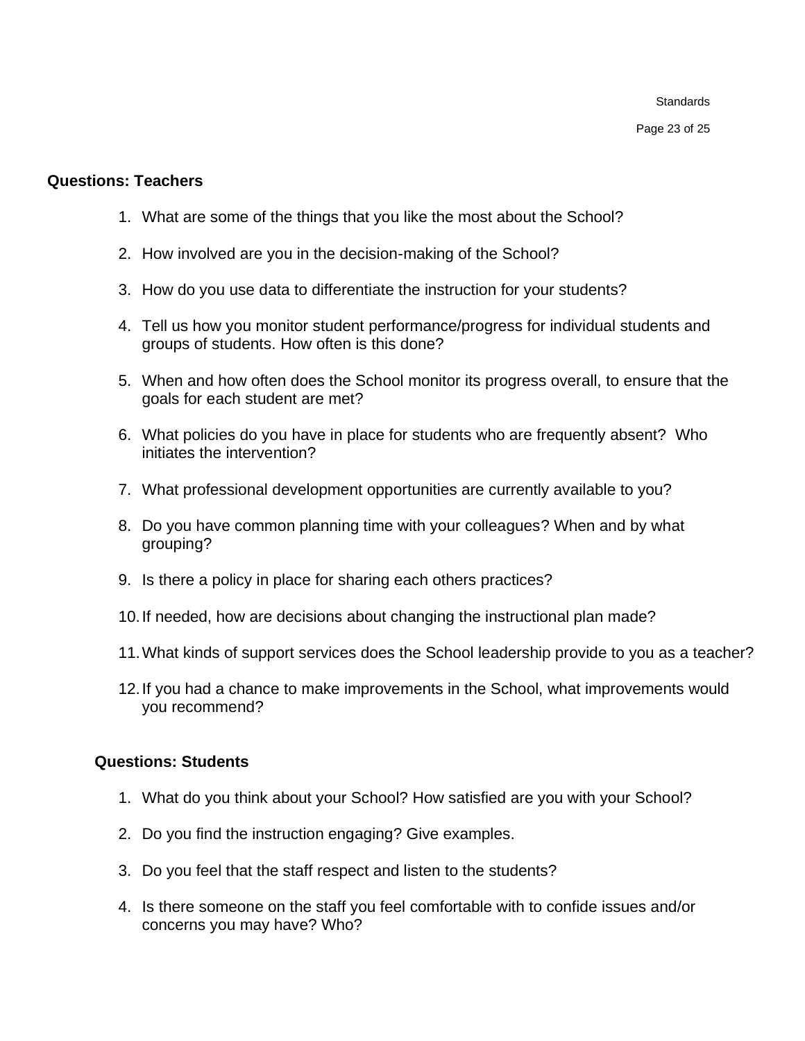**Questions: Teachers**

1. What are some of the things that you like the most about the School?

2. How involved are you in the decision-making of the School?

3. How do you use data to differentiate the instruction for your students?

4. Tell us how you monitor student performance/progress for individual students and groups of students. How often is this done?

5. When and how often does the School monitor its progress overall, to ensure that the goals for each student are met?

6. What policies do you have in place for students who are frequently absent? Who initiates the intervention?

7. What professional development opportunities are currently available to you?

8. Do you have common planning time with your colleagues? When and by what grouping?

9. Is there a policy in place for sharing each others practices?

10. If needed, how are decisions about changing the instructional plan made?

11. What kinds of support services does the School leadership provide to you as a teacher?

12. If you had a chance to make improvements in the School, what improvements would you recommend?

**Questions: Students**

1. What do you think about your School? How satisfied are you with your School?

2. Do you find the instruction engaging? Give examples.

3. Do you feel that the staff respect and listen to the students?

4. Is there someone on the staff you feel comfortable with to confide issues and/or concerns you may have? Who?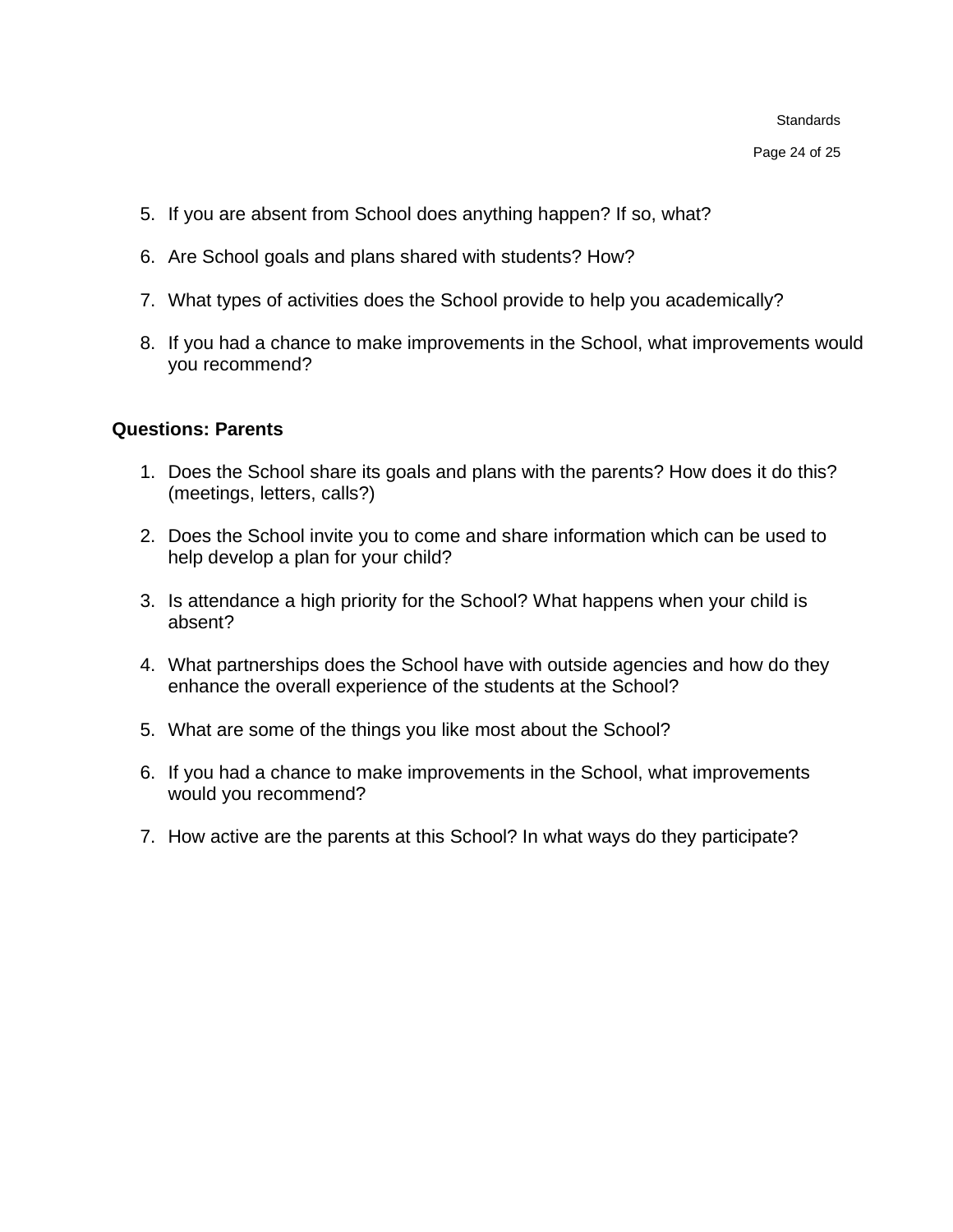5. If you are absent from School does anything happen? If so, what?

6. Are School goals and plans shared with students? How?

7. What types of activities does the School provide to help you academically?

8. If you had a chance to make improvements in the School, what improvements would you recommend?

**Questions: Parents**

1. Does the School share its goals and plans with the parents? How does it do this? (meetings, letters, calls?)

2. Does the School invite you to come and share information which can be used to help develop a plan for your child?

3. Is attendance a high priority for the School? What happens when your child is absent?

4. What partnerships does the School have with outside agencies and how do they enhance the overall experience of the students at the School?

5. What are some of the things you like most about the School?

6. If you had a chance to make improvements in the School, what improvements would you recommend?

7. How active are the parents at this School? In what ways do they participate?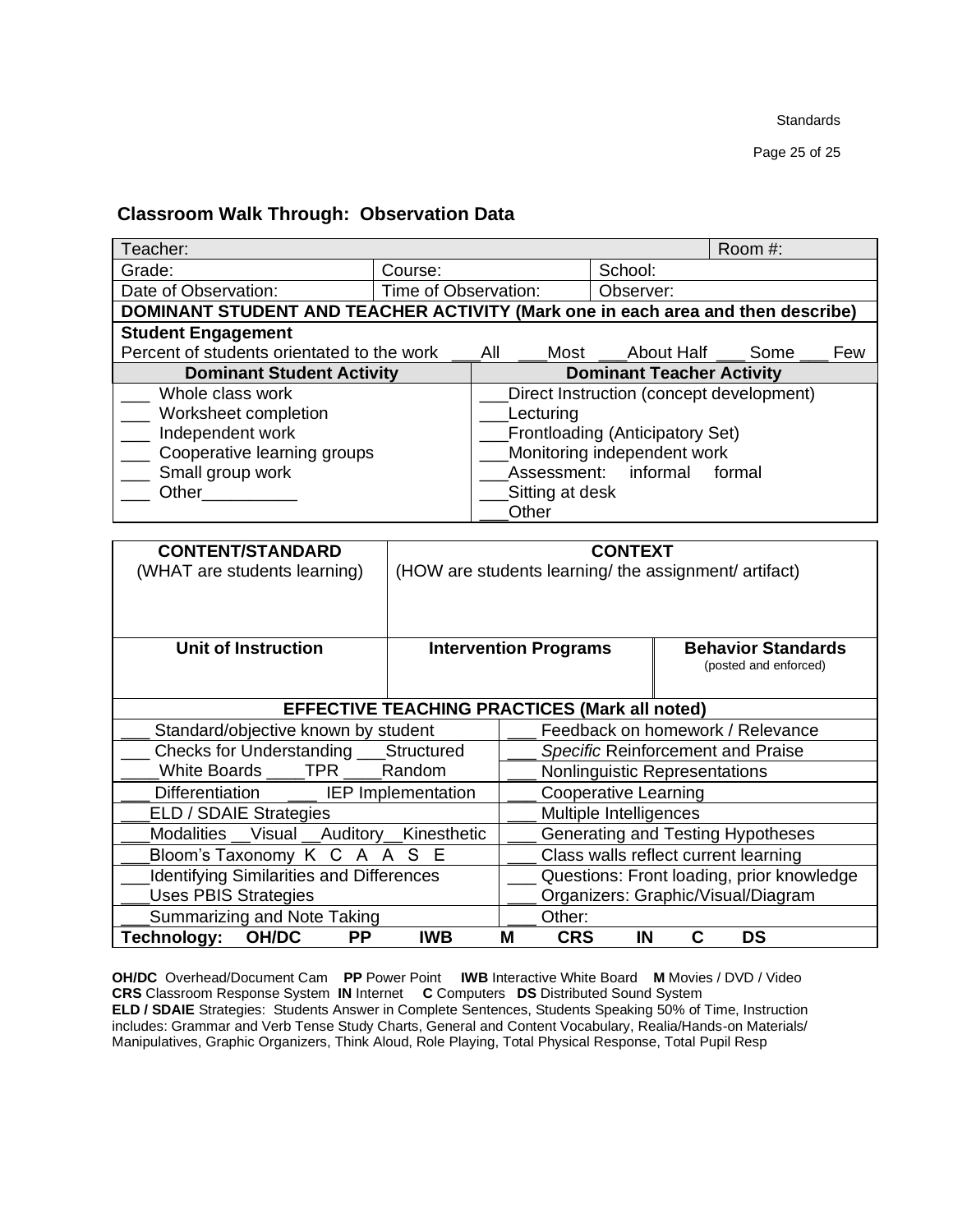## Classroom Walk Through: Observation Data

| | | | | |
|---|---|---|---|---|
| Teacher: | | | | Room #: |
| Grade: | Course: | | School: | |
| Date of Observation: | Time of Observation: | | Observer: | |
| **DOMINANT STUDENT AND TEACHER ACTIVITY (Mark one in each area and then describe)** | | | | |
| **Student Engagement**<br>Percent of students orientated to the work ___All ___Most ___About Half ___ Some ___ Few | | | | |
| **Dominant Student Activity** | | **Dominant Teacher Activity** | | |
| ___ Whole class work<br>___ Worksheet completion<br>___ Independent work<br>___ Cooperative learning groups<br>___ Small group work<br>___ Other__________ | | ___Direct Instruction (concept development)<br>___Lecturing<br>___Frontloading (Anticipatory Set)<br>___Monitoring independent work<br>___Assessment: informal formal<br>___Sitting at desk<br>___Other | | |

| | | |
|---|---|---|
| **CONTENT/STANDARD**<br>(WHAT are students learning) | **CONTEXT**<br>(HOW are students learning/ the assignment/ artifact) | |
| **Unit of Instruction** | **Intervention Programs** | **Behavior Standards**<br>(posted and enforced) |

| **EFFECTIVE TEACHING PRACTICES (Mark all noted)** | |
|---|---|
| ___ Standard/objective known by student | ___ Feedback on homework / Relevance |
| ___ Checks for Understanding ___Structured<br>____White Boards ____TPR ____Random | ___ *Specific* Reinforcement and Praise<br>___ Nonlinguistic Representations |
| ___ Differentiation ___ IEP Implementation | ___ Cooperative Learning |
| ___ELD / SDAIE Strategies | ___ Multiple Intelligences |
| ___Modalities __Visual __Auditory__Kinesthetic | ___ Generating and Testing Hypotheses |
| ___Bloom's Taxonomy K C A A S E | ___ Class walls reflect current learning |
| ___Identifying Similarities and Differences<br>___Uses PBIS Strategies | ___ Questions: Front loading, prior knowledge<br>___ Organizers: Graphic/Visual/Diagram |
| ___Summarizing and Note Taking | ___ Other: |
| **Technology: OH/DC PP IWB** | **M CRS IN C DS** |

**OH/DC** Overhead/Document Cam **PP** Power Point **IWB** Interactive White Board **M** Movies / DVD / Video
**CRS** Classroom Response System **IN** Internet **C** Computers **DS** Distributed Sound System
**ELD / SDAIE** Strategies: Students Answer in Complete Sentences, Students Speaking 50% of Time, Instruction includes: Grammar and Verb Tense Study Charts, General and Content Vocabulary, Realia/Hands-on Materials/ Manipulatives, Graphic Organizers, Think Aloud, Role Playing, Total Physical Response, Total Pupil Resp